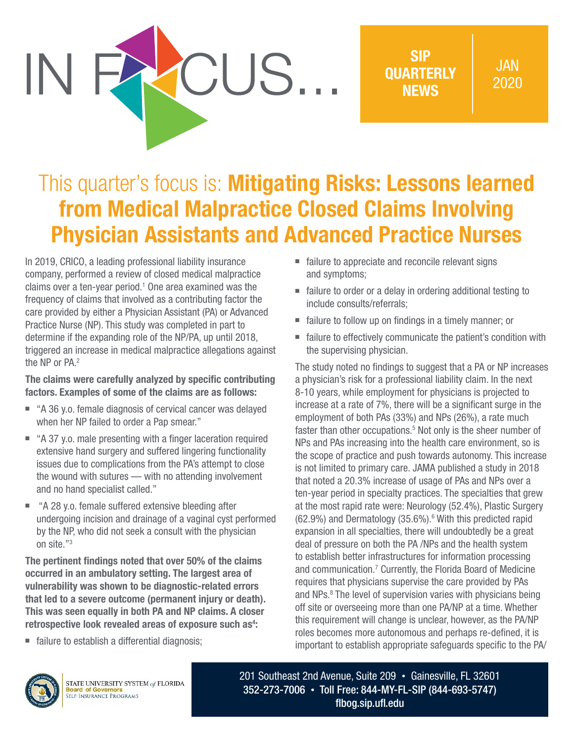# IN FOCUS...

**SIP QUARTERLY NEWS** | JAN 2020

## This quarter's focus is: **Mitigating Risks: Lessons learned from Medical Malpractice Closed Claims Involving Physician Assistants and Advanced Practice Nurses**

In 2019, CRICO, a leading professional liability insurance company, performed a review of closed medical malpractice claims over a ten-year period.[1] One area examined was the frequency of claims that involved as a contributing factor the care provided by either a Physician Assistant (PA) or Advanced Practice Nurse (NP). This study was completed in part to determine if the expanding role of the NP/PA, up until 2018, triggered an increase in medical malpractice allegations against the NP or PA.[2]

**The claims were carefully analyzed by specific contributing factors. Examples of some of the claims are as follows:**

- "A 36 y.o. female diagnosis of cervical cancer was delayed when her NP failed to order a Pap smear."
- "A 37 y.o. male presenting with a finger laceration required extensive hand surgery and suffered lingering functionality issues due to complications from the PA's attempt to close the wound with sutures — with no attending involvement and no hand specialist called."
- "A 28 y.o. female suffered extensive bleeding after undergoing incision and drainage of a vaginal cyst performed by the NP, who did not seek a consult with the physician on site."[3]

**The pertinent findings noted that over 50% of the claims occurred in an ambulatory setting. The largest area of vulnerability was shown to be diagnostic-related errors that led to a severe outcome (permanent injury or death). This was seen equally in both PA and NP claims. A closer retrospective look revealed areas of exposure such as[4]:**

- failure to establish a differential diagnosis;
- failure to appreciate and reconcile relevant signs and symptoms;
- failure to order or a delay in ordering additional testing to include consults/referrals;
- failure to follow up on findings in a timely manner; or
- failure to effectively communicate the patient's condition with the supervising physician.

The study noted no findings to suggest that a PA or NP increases a physician's risk for a professional liability claim. In the next 8-10 years, while employment for physicians is projected to increase at a rate of 7%, there will be a significant surge in the employment of both PAs (33%) and NPs (26%), a rate much faster than other occupations.[5] Not only is the sheer number of NPs and PAs increasing into the health care environment, so is the scope of practice and push towards autonomy. This increase is not limited to primary care. JAMA published a study in 2018 that noted a 20.3% increase of usage of PAs and NPs over a ten-year period in specialty practices. The specialties that grew at the most rapid rate were: Neurology (52.4%), Plastic Surgery (62.9%) and Dermatology (35.6%).[6] With this predicted rapid expansion in all specialties, there will undoubtedly be a great deal of pressure on both the PA /NPs and the health system to establish better infrastructures for information processing and communication.[7] Currently, the Florida Board of Medicine requires that physicians supervise the care provided by PAs and NPs.[8] The level of supervision varies with physicians being off site or overseeing more than one PA/NP at a time. Whether this requirement will change is unclear, however, as the PA/NP roles becomes more autonomous and perhaps re-defined, it is important to establish appropriate safeguards specific to the PA/

STATE UNIVERSITY SYSTEM *of* FLORIDA
Board of Governors
SELF-INSURANCE PROGRAMS

201 Southeast 2nd Avenue, Suite 209 • Gainesville, FL 32601
352-273-7006 • Toll Free: 844-MY-FL-SIP (844-693-5747)
flbog.sip.ufl.edu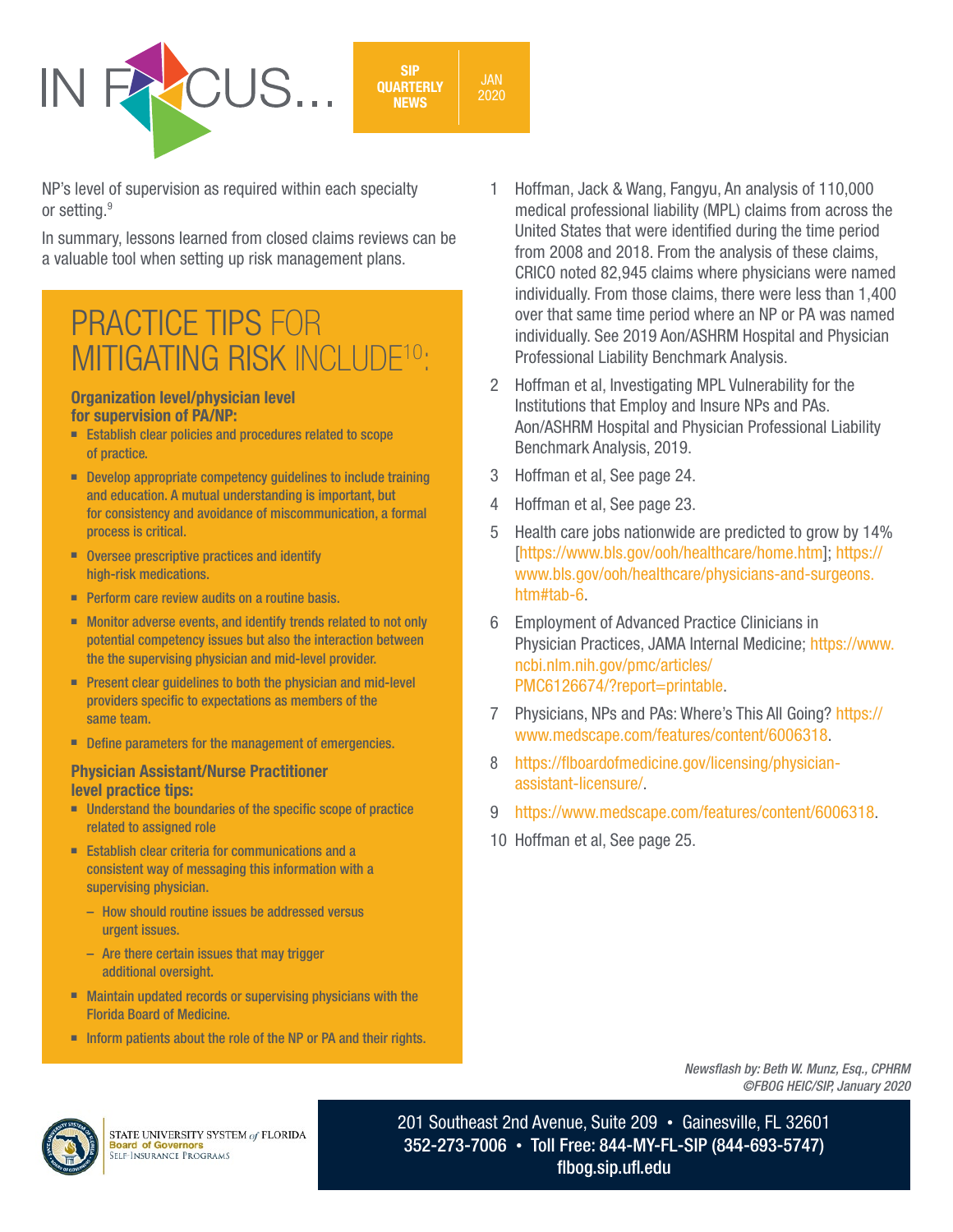NP's level of supervision as required within each specialty or setting.[9]

In summary, lessons learned from closed claims reviews can be a valuable tool when setting up risk management plans.

## PRACTICE TIPS FOR MITIGATING RISK INCLUDE[10]:

**Organization level/physician level for supervision of PA/NP:**

- Establish clear policies and procedures related to scope of practice.
- Develop appropriate competency guidelines to include training and education. A mutual understanding is important, but for consistency and avoidance of miscommunication, a formal process is critical.
- Oversee prescriptive practices and identify high-risk medications.
- Perform care review audits on a routine basis.
- Monitor adverse events, and identify trends related to not only potential competency issues but also the interaction between the the supervising physician and mid-level provider.
- Present clear guidelines to both the physician and mid-level providers specific to expectations as members of the same team.
- Define parameters for the management of emergencies.

**Physician Assistant/Nurse Practitioner level practice tips:**

- Understand the boundaries of the specific scope of practice related to assigned role
- Establish clear criteria for communications and a consistent way of messaging this information with a supervising physician.
  - How should routine issues be addressed versus urgent issues.
  - Are there certain issues that may trigger additional oversight.
- Maintain updated records or supervising physicians with the Florida Board of Medicine.
- Inform patients about the role of the NP or PA and their rights.

1 Hoffman, Jack & Wang, Fangyu, An analysis of 110,000 medical professional liability (MPL) claims from across the United States that were identified during the time period from 2008 and 2018. From the analysis of these claims, CRICO noted 82,945 claims where physicians were named individually. From those claims, there were less than 1,400 over that same time period where an NP or PA was named individually. See 2019 Aon/ASHRM Hospital and Physician Professional Liability Benchmark Analysis.

2 Hoffman et al, Investigating MPL Vulnerability for the Institutions that Employ and Insure NPs and PAs. Aon/ASHRM Hospital and Physician Professional Liability Benchmark Analysis, 2019.

3 Hoffman et al, See page 24.

4 Hoffman et al, See page 23.

5 Health care jobs nationwide are predicted to grow by 14% [https://www.bls.gov/ooh/healthcare/home.htm]; https://www.bls.gov/ooh/healthcare/physicians-and-surgeons.htm#tab-6.

6 Employment of Advanced Practice Clinicians in Physician Practices, JAMA Internal Medicine; https://www.ncbi.nlm.nih.gov/pmc/articles/PMC6126674/?report=printable.

7 Physicians, NPs and PAs: Where's This All Going? https://www.medscape.com/features/content/6006318.

8 https://flboardofmedicine.gov/licensing/physician-assistant-licensure/.

9 https://www.medscape.com/features/content/6006318.

10 Hoffman et al, See page 25.

*Newsflash by: Beth W. Munz, Esq., CPHRM*
*©FBOG HEIC/SIP, January 2020*

STATE UNIVERSITY SYSTEM of FLORIDA Board of Governors Self-Insurance Programs

201 Southeast 2nd Avenue, Suite 209 • Gainesville, FL 32601
352-273-7006 • Toll Free: 844-MY-FL-SIP (844-693-5747)
flbog.sip.ufl.edu